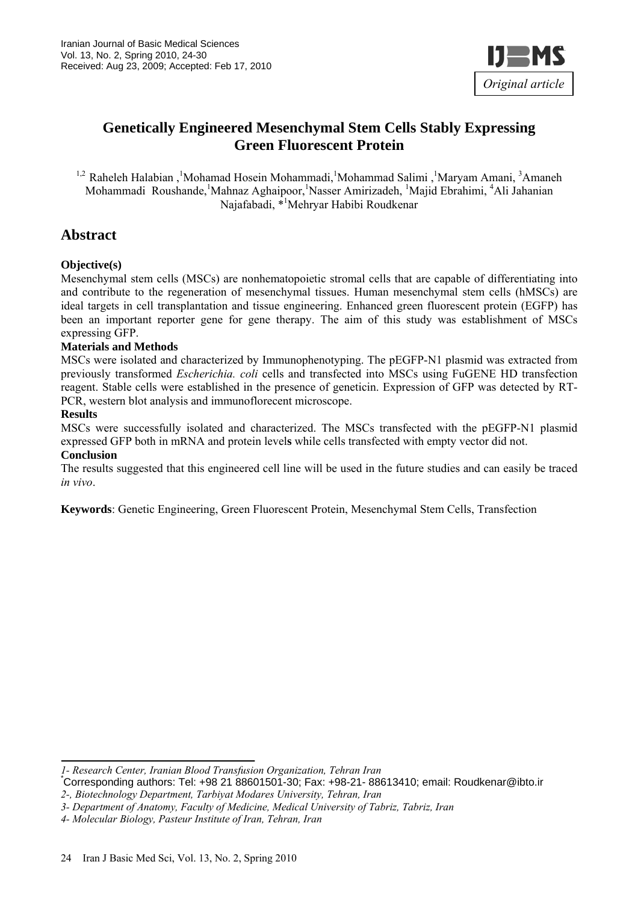Original article

# Genetically Engineered Mesenchymal Stem Cells Stably Expressing Green Fluorescent Protein

[1,2] Raheleh Halabian ,[1]Mohamad Hosein Mohammadi,[1]Mohammad Salimi ,[1]Maryam Amani, [3]Amaneh Mohammadi Roushande,[1]Mahnaz Aghaipoor,[1]Nasser Amirizadeh, [1]Majid Ebrahimi, [4]Ali Jahanian Najafabadi, *[1]Mehryar Habibi Roudkenar

## Abstract

**Objective(s)**

Mesenchymal stem cells (MSCs) are nonhematopoietic stromal cells that are capable of differentiating into and contribute to the regeneration of mesenchymal tissues. Human mesenchymal stem cells (hMSCs) are ideal targets in cell transplantation and tissue engineering. Enhanced green fluorescent protein (EGFP) has been an important reporter gene for gene therapy. The aim of this study was establishment of MSCs expressing GFP.

**Materials and Methods**

MSCs were isolated and characterized by Immunophenotyping. The pEGFP-N1 plasmid was extracted from previously transformed *Escherichia. coli* cells and transfected into MSCs using FuGENE HD transfection reagent. Stable cells were established in the presence of geneticin. Expression of GFP was detected by RT-PCR, western blot analysis and immunoflorecent microscope.

**Results**

MSCs were successfully isolated and characterized. The MSCs transfected with the pEGFP-N1 plasmid expressed GFP both in mRNA and protein level**s** while cells transfected with empty vector did not.

**Conclusion**

The results suggested that this engineered cell line will be used in the future studies and can easily be traced *in vivo*.

**Keywords**: Genetic Engineering, Green Fluorescent Protein, Mesenchymal Stem Cells, Transfection

---

*1- Research Center, Iranian Blood Transfusion Organization, Tehran Iran*

*Corresponding authors: Tel: +98 21 88601501-30; Fax: +98-21- 88613410; email: Roudkenar@ibto.ir

*2-, Biotechnology Department, Tarbiyat Modares University, Tehran, Iran*

*3- Department of Anatomy, Faculty of Medicine, Medical University of Tabriz, Tabriz, Iran*

*4- Molecular Biology, Pasteur Institute of Iran, Tehran, Iran*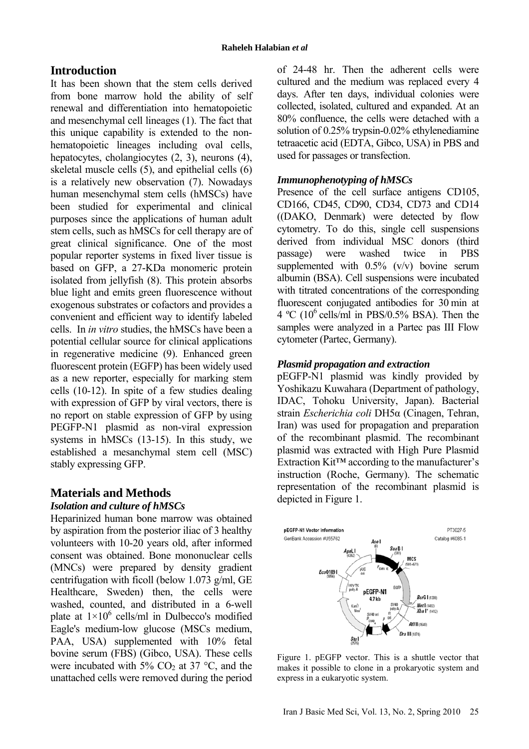## Introduction

It has been shown that the stem cells derived from bone marrow hold the ability of self renewal and differentiation into hematopoietic and mesenchymal cell lineages (1). The fact that this unique capability is extended to the non-hematopoietic lineages including oval cells, hepatocytes, cholangiocytes (2, 3), neurons (4), skeletal muscle cells (5), and epithelial cells (6) is a relatively new observation (7). Nowadays human mesenchymal stem cells (hMSCs) have been studied for experimental and clinical purposes since the applications of human adult stem cells, such as hMSCs for cell therapy are of great clinical significance. One of the most popular reporter systems in fixed liver tissue is based on GFP, a 27-KDa monomeric protein isolated from jellyfish (8). This protein absorbs blue light and emits green fluorescence without exogenous substrates or cofactors and provides a convenient and efficient way to identify labeled cells. In *in vitro* studies, the hMSCs have been a potential cellular source for clinical applications in regenerative medicine (9). Enhanced green fluorescent protein (EGFP) has been widely used as a new reporter, especially for marking stem cells (10-12). In spite of a few studies dealing with expression of GFP by viral vectors, there is no report on stable expression of GFP by using PEGFP-N1 plasmid as non-viral expression systems in hMSCs (13-15). In this study, we established a mesanchymal stem cell (MSC) stably expressing GFP.

## Materials and Methods

### *Isolation and culture of hMSCs*

Heparinized human bone marrow was obtained by aspiration from the posterior iliac of 3 healthy volunteers with 10-20 years old, after informed consent was obtained. Bone mononuclear cells (MNCs) were prepared by density gradient centrifugation with ficoll (below 1.073 g/ml, GE Healthcare, Sweden) then, the cells were washed, counted, and distributed in a 6-well plate at $1\times10^6$ cells/ml in Dulbecco's modified Eagle's medium-low glucose (MSCs medium, PAA, USA) supplemented with 10% fetal bovine serum (FBS) (Gibco, USA). These cells were incubated with 5% $CO_2$ at 37 °C, and the unattached cells were removed during the period of 24-48 hr. Then the adherent cells were cultured and the medium was replaced every 4 days. After ten days, individual colonies were collected, isolated, cultured and expanded. At an 80% confluence, the cells were detached with a solution of 0.25% trypsin-0.02% ethylenediamine tetraacetic acid (EDTA, Gibco, USA) in PBS and used for passages or transfection.

### *Immunophenotyping of hMSCs*

Presence of the cell surface antigens CD105, CD166, CD45, CD90, CD34, CD73 and CD14 ((DAKO, Denmark) were detected by flow cytometry. To do this, single cell suspensions derived from individual MSC donors (third passage) were washed twice in PBS supplemented with 0.5% (v/v) bovine serum albumin (BSA). Cell suspensions were incubated with titrated concentrations of the corresponding fluorescent conjugated antibodies for 30 min at 4 ºC ($10^6$ cells/ml in PBS/0.5% BSA). Then the samples were analyzed in a Partec pas III Flow cytometer (Partec, Germany).

### *Plasmid propagation and extraction*

pEGFP-N1 plasmid was kindly provided by Yoshikazu Kuwahara (Department of pathology, IDAC, Tohoku University, Japan). Bacterial strain *Escherichia coli* DH5α (Cinagen, Tehran, Iran) was used for propagation and preparation of the recombinant plasmid. The recombinant plasmid was extracted with High Pure Plasmid Extraction Kit™ according to the manufacturer's instruction (Roche, Germany). The schematic representation of the recombinant plasmid is depicted in Figure 1.

Figure 1. pEGFP vector. This is a shuttle vector that makes it possible to clone in a prokaryotic system and express in a eukaryotic system.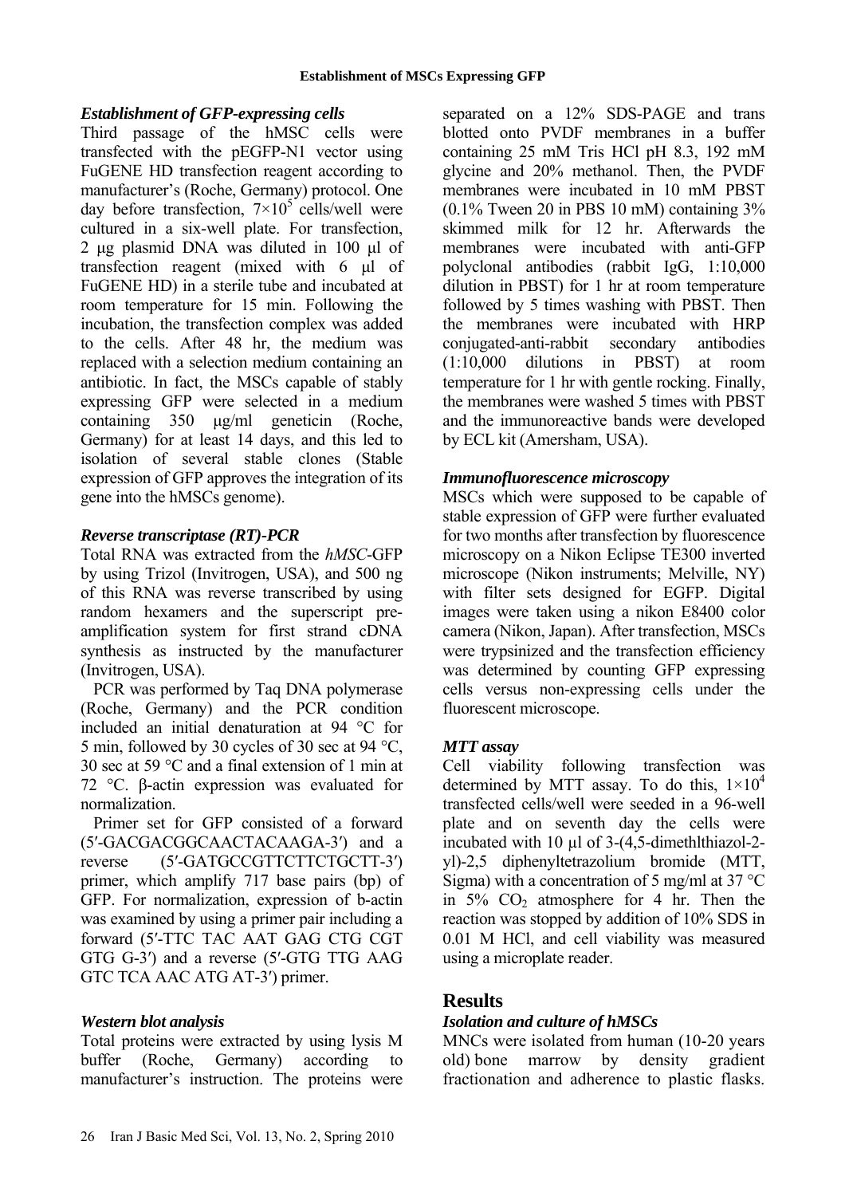### *Establishment of GFP-expressing cells*

Third passage of the hMSC cells were transfected with the pEGFP-N1 vector using FuGENE HD transfection reagent according to manufacturer's (Roche, Germany) protocol. One day before transfection, $7\times10^5$ cells/well were cultured in a six-well plate. For transfection, 2 µg plasmid DNA was diluted in 100 µl of transfection reagent (mixed with 6 µl of FuGENE HD) in a sterile tube and incubated at room temperature for 15 min. Following the incubation, the transfection complex was added to the cells. After 48 hr, the medium was replaced with a selection medium containing an antibiotic. In fact, the MSCs capable of stably expressing GFP were selected in a medium containing 350 µg/ml geneticin (Roche, Germany) for at least 14 days, and this led to isolation of several stable clones (Stable expression of GFP approves the integration of its gene into the hMSCs genome).

### *Reverse transcriptase (RT)-PCR*

Total RNA was extracted from the *hMSC*-GFP by using Trizol (Invitrogen, USA), and 500 ng of this RNA was reverse transcribed by using random hexamers and the superscript pre-amplification system for first strand cDNA synthesis as instructed by the manufacturer (Invitrogen, USA).

PCR was performed by Taq DNA polymerase (Roche, Germany) and the PCR condition included an initial denaturation at 94 °C for 5 min, followed by 30 cycles of 30 sec at 94 °C, 30 sec at 59 °C and a final extension of 1 min at 72 °C. β-actin expression was evaluated for normalization.

Primer set for GFP consisted of a forward (5′-GACGACGGCAACTACAAGA-3′) and a reverse (5′-GATGCCGTTCTTCTGCTT-3′) primer, which amplify 717 base pairs (bp) of GFP. For normalization, expression of b-actin was examined by using a primer pair including a forward (5′-TTC TAC AAT GAG CTG CGT GTG G-3′) and a reverse (5′-GTG TTG AAG GTC TCA AAC ATG AT-3′) primer.

### *Western blot analysis*

Total proteins were extracted by using lysis M buffer (Roche, Germany) according to manufacturer's instruction. The proteins were separated on a 12% SDS-PAGE and trans blotted onto PVDF membranes in a buffer containing 25 mM Tris HCl pH 8.3, 192 mM glycine and 20% methanol. Then, the PVDF membranes were incubated in 10 mM PBST (0.1% Tween 20 in PBS 10 mM) containing 3% skimmed milk for 12 hr. Afterwards the membranes were incubated with anti-GFP polyclonal antibodies (rabbit IgG, 1:10,000 dilution in PBST) for 1 hr at room temperature followed by 5 times washing with PBST. Then the membranes were incubated with HRP conjugated-anti-rabbit secondary antibodies (1:10,000 dilutions in PBST) at room temperature for 1 hr with gentle rocking. Finally, the membranes were washed 5 times with PBST and the immunoreactive bands were developed by ECL kit (Amersham, USA).

### *Immunofluorescence microscopy*

MSCs which were supposed to be capable of stable expression of GFP were further evaluated for two months after transfection by fluorescence microscopy on a Nikon Eclipse TE300 inverted microscope (Nikon instruments; Melville, NY) with filter sets designed for EGFP. Digital images were taken using a nikon E8400 color camera (Nikon, Japan). After transfection, MSCs were trypsinized and the transfection efficiency was determined by counting GFP expressing cells versus non-expressing cells under the fluorescent microscope.

### *MTT assay*

Cell viability following transfection was determined by MTT assay. To do this, $1\times10^4$ transfected cells/well were seeded in a 96-well plate and on seventh day the cells were incubated with 10 µl of 3-(4,5-dimethlthiazol-2-yl)-2,5 diphenyltetrazolium bromide (MTT, Sigma) with a concentration of 5 mg/ml at 37 °C in 5% $CO_2$ atmosphere for 4 hr. Then the reaction was stopped by addition of 10% SDS in 0.01 M HCl, and cell viability was measured using a microplate reader.

## Results

### *Isolation and culture of hMSCs*

MNCs were isolated from human (10-20 years old) bone marrow by density gradient fractionation and adherence to plastic flasks.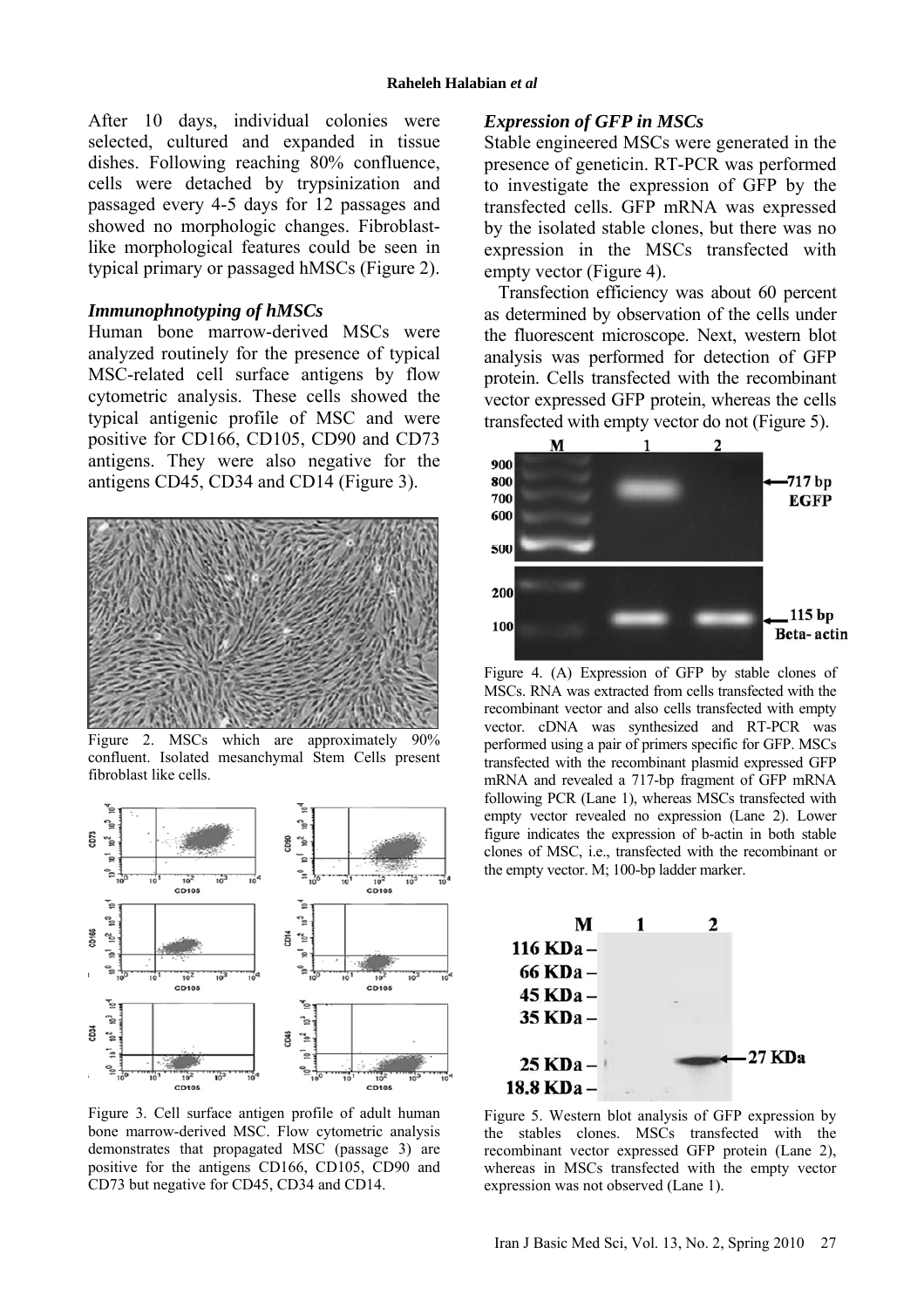After 10 days, individual colonies were selected, cultured and expanded in tissue dishes. Following reaching 80% confluence, cells were detached by trypsinization and passaged every 4-5 days for 12 passages and showed no morphologic changes. Fibroblast-like morphological features could be seen in typical primary or passaged hMSCs (Figure 2).

### *Immunophnotyping of hMSCs*

Human bone marrow-derived MSCs were analyzed routinely for the presence of typical MSC-related cell surface antigens by flow cytometric analysis. These cells showed the typical antigenic profile of MSC and were positive for CD166, CD105, CD90 and CD73 antigens. They were also negative for the antigens CD45, CD34 and CD14 (Figure 3).

Figure 2. MSCs which are approximately 90% confluent. Isolated mesanchymal Stem Cells present fibroblast like cells.

Figure 3. Cell surface antigen profile of adult human bone marrow-derived MSC. Flow cytometric analysis demonstrates that propagated MSC (passage 3) are positive for the antigens CD166, CD105, CD90 and CD73 but negative for CD45, CD34 and CD14.

### *Expression of GFP in MSCs*

Stable engineered MSCs were generated in the presence of geneticin. RT-PCR was performed to investigate the expression of GFP by the transfected cells. GFP mRNA was expressed by the isolated stable clones, but there was no expression in the MSCs transfected with empty vector (Figure 4).

Transfection efficiency was about 60 percent as determined by observation of the cells under the fluorescent microscope. Next, western blot analysis was performed for detection of GFP protein. Cells transfected with the recombinant vector expressed GFP protein, whereas the cells transfected with empty vector do not (Figure 5).

Figure 4. (A) Expression of GFP by stable clones of MSCs. RNA was extracted from cells transfected with the recombinant vector and also cells transfected with empty vector. cDNA was synthesized and RT-PCR was performed using a pair of primers specific for GFP. MSCs transfected with the recombinant plasmid expressed GFP mRNA and revealed a 717-bp fragment of GFP mRNA following PCR (Lane 1), whereas MSCs transfected with empty vector revealed no expression (Lane 2). Lower figure indicates the expression of b-actin in both stable clones of MSC, i.e., transfected with the recombinant or the empty vector. M; 100-bp ladder marker.

Figure 5. Western blot analysis of GFP expression by the stables clones. MSCs transfected with the recombinant vector expressed GFP protein (Lane 2), whereas in MSCs transfected with the empty vector expression was not observed (Lane 1).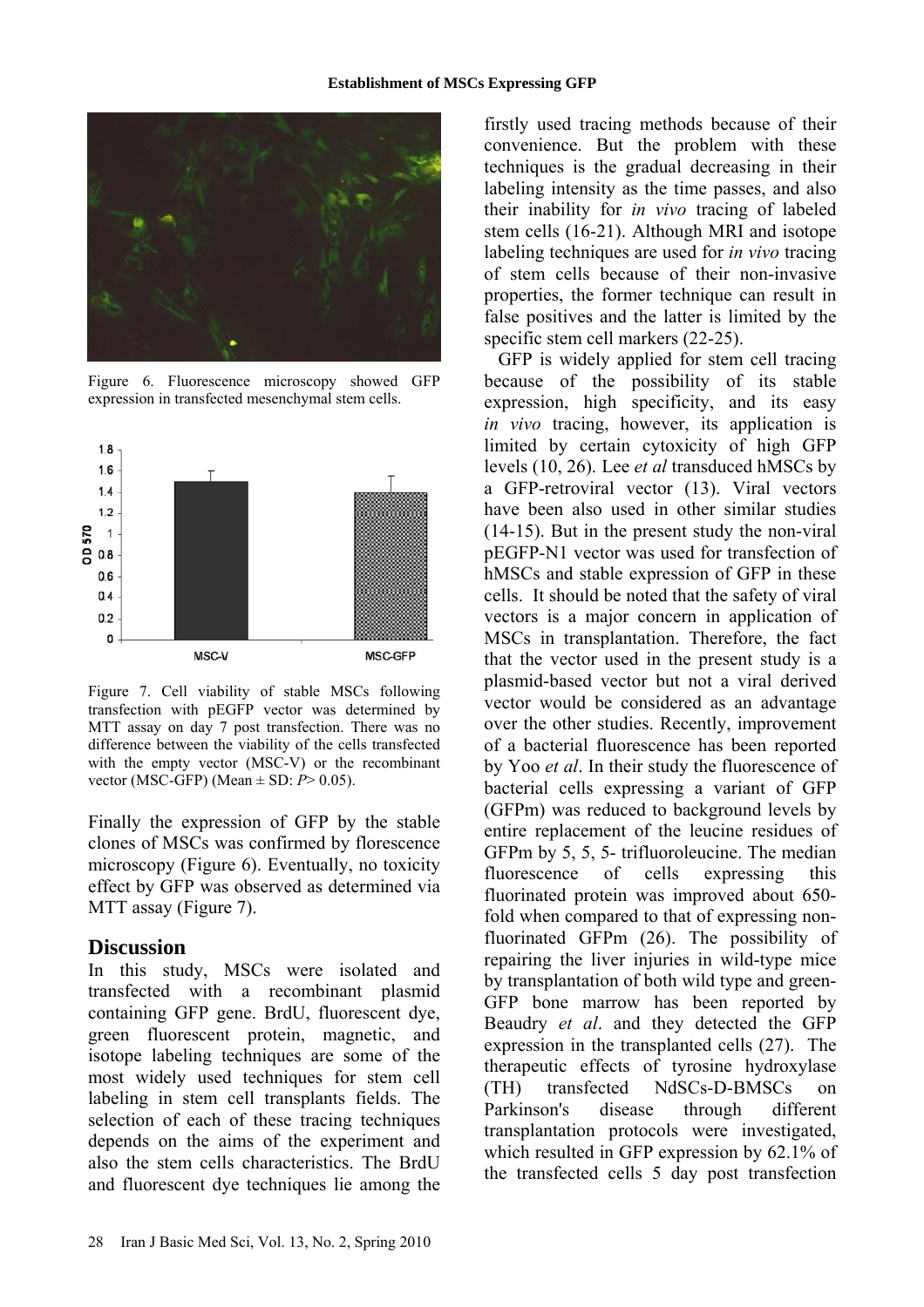Figure 6. Fluorescence microscopy showed GFP expression in transfected mesenchymal stem cells.

Figure 7. Cell viability of stable MSCs following transfection with pEGFP vector was determined by MTT assay on day 7 post transfection. There was no difference between the viability of the cells transfected with the empty vector (MSC-V) or the recombinant vector (MSC-GFP) (Mean ± SD: $P > 0.05$).

Finally the expression of GFP by the stable clones of MSCs was confirmed by florescence microscopy (Figure 6). Eventually, no toxicity effect by GFP was observed as determined via MTT assay (Figure 7).

## Discussion

In this study, MSCs were isolated and transfected with a recombinant plasmid containing GFP gene. BrdU, fluorescent dye, green fluorescent protein, magnetic, and isotope labeling techniques are some of the most widely used techniques for stem cell labeling in stem cell transplants fields. The selection of each of these tracing techniques depends on the aims of the experiment and also the stem cells characteristics. The BrdU and fluorescent dye techniques lie among the firstly used tracing methods because of their convenience. But the problem with these techniques is the gradual decreasing in their labeling intensity as the time passes, and also their inability for *in vivo* tracing of labeled stem cells (16-21). Although MRI and isotope labeling techniques are used for *in vivo* tracing of stem cells because of their non-invasive properties, the former technique can result in false positives and the latter is limited by the specific stem cell markers (22-25).

GFP is widely applied for stem cell tracing because of the possibility of its stable expression, high specificity, and its easy *in vivo* tracing, however, its application is limited by certain cytoxicity of high GFP levels (10, 26). Lee *et al* transduced hMSCs by a GFP-retroviral vector (13). Viral vectors have been also used in other similar studies (14-15). But in the present study the non-viral pEGFP-N1 vector was used for transfection of hMSCs and stable expression of GFP in these cells. It should be noted that the safety of viral vectors is a major concern in application of MSCs in transplantation. Therefore, the fact that the vector used in the present study is a plasmid-based vector but not a viral derived vector would be considered as an advantage over the other studies. Recently, improvement of a bacterial fluorescence has been reported by Yoo *et al*. In their study the fluorescence of bacterial cells expressing a variant of GFP (GFPm) was reduced to background levels by entire replacement of the leucine residues of GFPm by 5, 5, 5- trifluoroleucine. The median fluorescence of cells expressing this fluorinated protein was improved about 650-fold when compared to that of expressing non-fluorinated GFPm (26). The possibility of repairing the liver injuries in wild-type mice by transplantation of both wild type and green-GFP bone marrow has been reported by Beaudry *et al*. and they detected the GFP expression in the transplanted cells (27). The therapeutic effects of tyrosine hydroxylase (TH) transfected NdSCs-D-BMSCs on Parkinson's disease through different transplantation protocols were investigated, which resulted in GFP expression by 62.1% of the transfected cells 5 day post transfection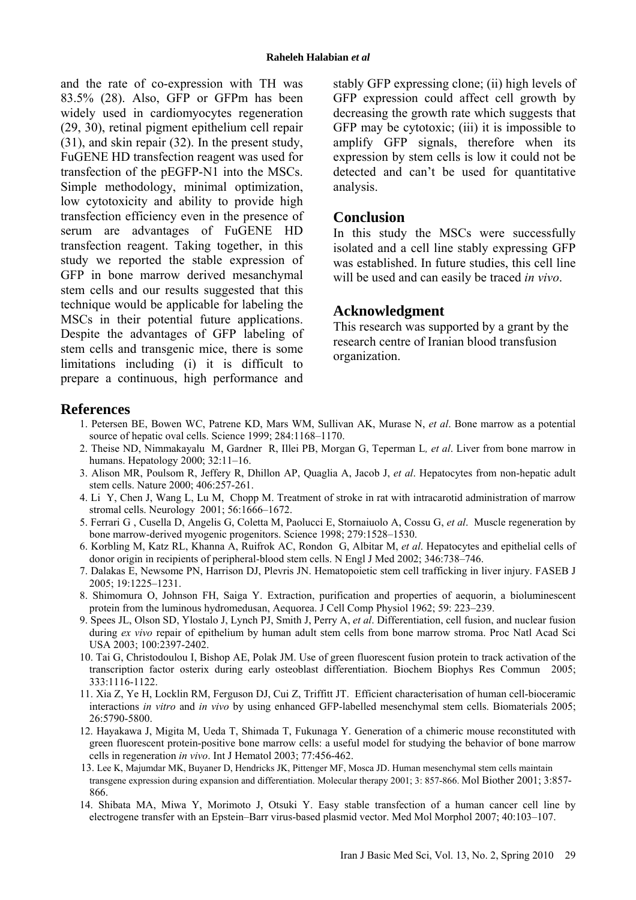and the rate of co-expression with TH was 83.5% (28). Also, GFP or GFPm has been widely used in cardiomyocytes regeneration (29, 30), retinal pigment epithelium cell repair (31), and skin repair (32). In the present study, FuGENE HD transfection reagent was used for transfection of the pEGFP-N1 into the MSCs. Simple methodology, minimal optimization, low cytotoxicity and ability to provide high transfection efficiency even in the presence of serum are advantages of FuGENE HD transfection reagent. Taking together, in this study we reported the stable expression of GFP in bone marrow derived mesanchymal stem cells and our results suggested that this technique would be applicable for labeling the MSCs in their potential future applications. Despite the advantages of GFP labeling of stem cells and transgenic mice, there is some limitations including (i) it is difficult to prepare a continuous, high performance and stably GFP expressing clone; (ii) high levels of GFP expression could affect cell growth by decreasing the growth rate which suggests that GFP may be cytotoxic; (iii) it is impossible to amplify GFP signals, therefore when its expression by stem cells is low it could not be detected and can't be used for quantitative analysis.

## Conclusion

In this study the MSCs were successfully isolated and a cell line stably expressing GFP was established. In future studies, this cell line will be used and can easily be traced *in vivo*.

## Acknowledgment

This research was supported by a grant by the research centre of Iranian blood transfusion organization.

## References

1. Petersen BE, Bowen WC, Patrene KD, Mars WM, Sullivan AK, Murase N, *et al*. Bone marrow as a potential source of hepatic oval cells. Science 1999; 284:1168–1170.
2. Theise ND, Nimmakayalu M, Gardner R, Illei PB, Morgan G, Teperman L*, et al*. Liver from bone marrow in humans. Hepatology 2000; 32:11–16.
3. Alison MR, Poulsom R, Jeffery R, Dhillon AP, Quaglia A, Jacob J, *et al*. Hepatocytes from non-hepatic adult stem cells. Nature 2000; 406:257-261.
4. Li Y, Chen J, Wang L, Lu M, Chopp M. Treatment of stroke in rat with intracarotid administration of marrow stromal cells. Neurology 2001; 56:1666–1672.
5. Ferrari G , Cusella D, Angelis G, Coletta M, Paolucci E, Stornaiuolo A, Cossu G, *et al*. Muscle regeneration by bone marrow-derived myogenic progenitors. Science 1998; 279:1528–1530.
6. Korbling M, Katz RL, Khanna A, Ruifrok AC, Rondon G, Albitar M, *et al*. Hepatocytes and epithelial cells of donor origin in recipients of peripheral-blood stem cells. N Engl J Med 2002; 346:738–746.
7. Dalakas E, Newsome PN, Harrison DJ, Plevris JN. Hematopoietic stem cell trafficking in liver injury. FASEB J 2005; 19:1225–1231.
8. Shimomura O, Johnson FH, Saiga Y. Extraction, purification and properties of aequorin, a bioluminescent protein from the luminous hydromedusan, Aequorea. J Cell Comp Physiol 1962; 59: 223–239.
9. Spees JL, Olson SD, Ylostalo J, Lynch PJ, Smith J, Perry A, *et al*. Differentiation, cell fusion, and nuclear fusion during *ex vivo* repair of epithelium by human adult stem cells from bone marrow stroma. Proc Natl Acad Sci USA 2003; 100:2397-2402.
10. Tai G, Christodoulou I, Bishop AE, Polak JM. Use of green fluorescent fusion protein to track activation of the transcription factor osterix during early osteoblast differentiation. Biochem Biophys Res Commun 2005; 333:1116-1122.
11. Xia Z, Ye H, Locklin RM, Ferguson DJ, Cui Z, Triffitt JT. Efficient characterisation of human cell-bioceramic interactions *in vitro* and *in vivo* by using enhanced GFP-labelled mesenchymal stem cells. Biomaterials 2005; 26:5790-5800.
12. Hayakawa J, Migita M, Ueda T, Shimada T, Fukunaga Y. Generation of a chimeric mouse reconstituted with green fluorescent protein-positive bone marrow cells: a useful model for studying the behavior of bone marrow cells in regeneration *in vivo*. Int J Hematol 2003; 77:456-462.
13. Lee K, Majumdar MK, Buyaner D, Hendricks JK, Pittenger MF, Mosca JD. Human mesenchymal stem cells maintain transgene expression during expansion and differentiation. Molecular therapy 2001; 3: 857-866. Mol Biother 2001; 3:857-866.
14. Shibata MA, Miwa Y, Morimoto J, Otsuki Y. Easy stable transfection of a human cancer cell line by electrogene transfer with an Epstein–Barr virus-based plasmid vector. Med Mol Morphol 2007; 40:103–107.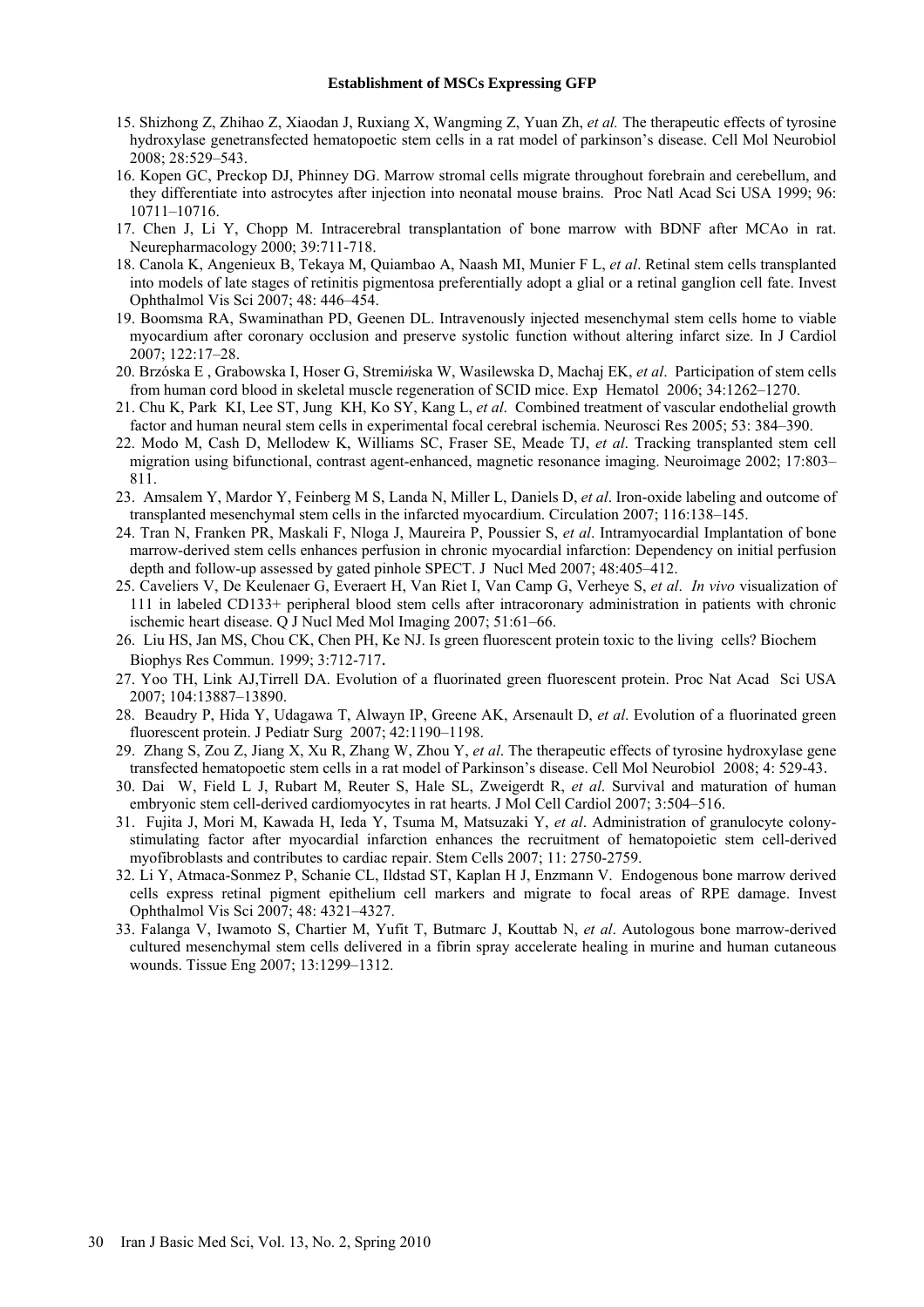15. Shizhong Z, Zhihao Z, Xiaodan J, Ruxiang X, Wangming Z, Yuan Zh, *et al.* The therapeutic effects of tyrosine hydroxylase genetransfected hematopoetic stem cells in a rat model of parkinson's disease. Cell Mol Neurobiol 2008; 28:529–543.
16. Kopen GC, Preckop DJ, Phinney DG. Marrow stromal cells migrate throughout forebrain and cerebellum, and they differentiate into astrocytes after injection into neonatal mouse brains. Proc Natl Acad Sci USA 1999; 96: 10711–10716.
17. Chen J, Li Y, Chopp M. Intracerebral transplantation of bone marrow with BDNF after MCAo in rat. Neurepharmacology 2000; 39:711-718.
18. Canola K, Angenieux B, Tekaya M, Quiambao A, Naash MI, Munier F L, *et al*. Retinal stem cells transplanted into models of late stages of retinitis pigmentosa preferentially adopt a glial or a retinal ganglion cell fate. Invest Ophthalmol Vis Sci 2007; 48: 446–454.
19. Boomsma RA, Swaminathan PD, Geenen DL. Intravenously injected mesenchymal stem cells home to viable myocardium after coronary occlusion and preserve systolic function without altering infarct size. In J Cardiol 2007; 122:17–28.
20. Brzóska E , Grabowska I, Hoser G, Stremińska W, Wasilewska D, Machaj EK, *et al*. Participation of stem cells from human cord blood in skeletal muscle regeneration of SCID mice. Exp Hematol 2006; 34:1262–1270.
21. Chu K, Park KI, Lee ST, Jung KH, Ko SY, Kang L, *et al*. Combined treatment of vascular endothelial growth factor and human neural stem cells in experimental focal cerebral ischemia. Neurosci Res 2005; 53: 384–390.
22. Modo M, Cash D, Mellodew K, Williams SC, Fraser SE, Meade TJ, *et al*. Tracking transplanted stem cell migration using bifunctional, contrast agent-enhanced, magnetic resonance imaging. Neuroimage 2002; 17:803–811.
23. Amsalem Y, Mardor Y, Feinberg M S, Landa N, Miller L, Daniels D, *et al*. Iron-oxide labeling and outcome of transplanted mesenchymal stem cells in the infarcted myocardium. Circulation 2007; 116:138–145.
24. Tran N, Franken PR, Maskali F, Nloga J, Maureira P, Poussier S, *et al*. Intramyocardial Implantation of bone marrow-derived stem cells enhances perfusion in chronic myocardial infarction: Dependency on initial perfusion depth and follow-up assessed by gated pinhole SPECT. J Nucl Med 2007; 48:405–412.
25. Caveliers V, De Keulenaer G, Everaert H, Van Riet I, Van Camp G, Verheye S, *et al*. *In vivo* visualization of 111 in labeled CD133+ peripheral blood stem cells after intracoronary administration in patients with chronic ischemic heart disease. Q J Nucl Med Mol Imaging 2007; 51:61–66.
26. Liu HS, Jan MS, Chou CK, Chen PH, Ke NJ. Is green fluorescent protein toxic to the living cells? Biochem Biophys Res Commun. 1999; 3:712-717.
27. Yoo TH, Link AJ,Tirrell DA. Evolution of a fluorinated green fluorescent protein. Proc Nat Acad Sci USA 2007; 104:13887–13890.
28. Beaudry P, Hida Y, Udagawa T, Alwayn IP, Greene AK, Arsenault D, *et al*. Evolution of a fluorinated green fluorescent protein. J Pediatr Surg 2007; 42:1190–1198.
29. Zhang S, Zou Z, Jiang X, Xu R, Zhang W, Zhou Y, *et al*. The therapeutic effects of tyrosine hydroxylase gene transfected hematopoetic stem cells in a rat model of Parkinson's disease. Cell Mol Neurobiol 2008; 4: 529-43.
30. Dai W, Field L J, Rubart M, Reuter S, Hale SL, Zweigerdt R, *et al*. Survival and maturation of human embryonic stem cell-derived cardiomyocytes in rat hearts. J Mol Cell Cardiol 2007; 3:504–516.
31. Fujita J, Mori M, Kawada H, Ieda Y, Tsuma M, Matsuzaki Y, *et al*. Administration of granulocyte colony-stimulating factor after myocardial infarction enhances the recruitment of hematopoietic stem cell-derived myofibroblasts and contributes to cardiac repair. Stem Cells 2007; 11: 2750-2759.
32. Li Y, Atmaca-Sonmez P, Schanie CL, Ildstad ST, Kaplan H J, Enzmann V. Endogenous bone marrow derived cells express retinal pigment epithelium cell markers and migrate to focal areas of RPE damage. Invest Ophthalmol Vis Sci 2007; 48: 4321–4327.
33. Falanga V, Iwamoto S, Chartier M, Yufit T, Butmarc J, Kouttab N, *et al*. Autologous bone marrow-derived cultured mesenchymal stem cells delivered in a fibrin spray accelerate healing in murine and human cutaneous wounds. Tissue Eng 2007; 13:1299–1312.